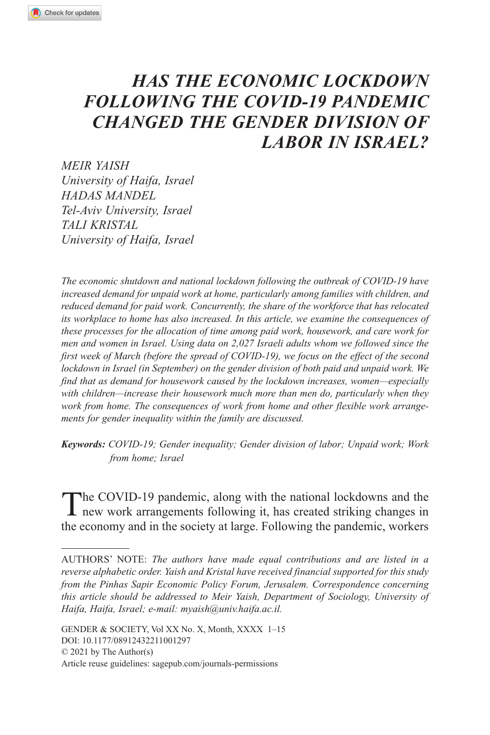# *HAS THE ECONOMIC LOCKDOWN FOLLOWING THE COVID-19 PANDEMIC CHANGED THE GENDER DIVISION OF LABOR IN ISRAEL?*

*MEIR YAISH*
*University of Haifa, Israel*
*HADAS MANDEL*
*Tel-Aviv University, Israel*
*TALI KRISTAL*
*University of Haifa, Israel*

*The economic shutdown and national lockdown following the outbreak of COVID-19 have increased demand for unpaid work at home, particularly among families with children, and reduced demand for paid work. Concurrently, the share of the workforce that has relocated its workplace to home has also increased. In this article, we examine the consequences of these processes for the allocation of time among paid work, housework, and care work for men and women in Israel. Using data on 2,027 Israeli adults whom we followed since the first week of March (before the spread of COVID-19), we focus on the effect of the second lockdown in Israel (in September) on the gender division of both paid and unpaid work. We find that as demand for housework caused by the lockdown increases, women—especially with children—increase their housework much more than men do, particularly when they work from home. The consequences of work from home and other flexible work arrangements for gender inequality within the family are discussed.*

***Keywords:*** *COVID-19; Gender inequality; Gender division of labor; Unpaid work; Work from home; Israel*

The COVID-19 pandemic, along with the national lockdowns and the new work arrangements following it, has created striking changes in the economy and in the society at large. Following the pandemic, workers

---

AUTHORS' NOTE: *The authors have made equal contributions and are listed in a reverse alphabetic order. Yaish and Kristal have received financial supported for this study from the Pinhas Sapir Economic Policy Forum, Jerusalem. Correspondence concerning this article should be addressed to Meir Yaish, Department of Sociology, University of Haifa, Haifa, Israel; e-mail: myaish@univ.haifa.ac.il.*

DOI: 10.1177/08912432211001297
© 2021 by The Author(s)
Article reuse guidelines: sagepub.com/journals-permissions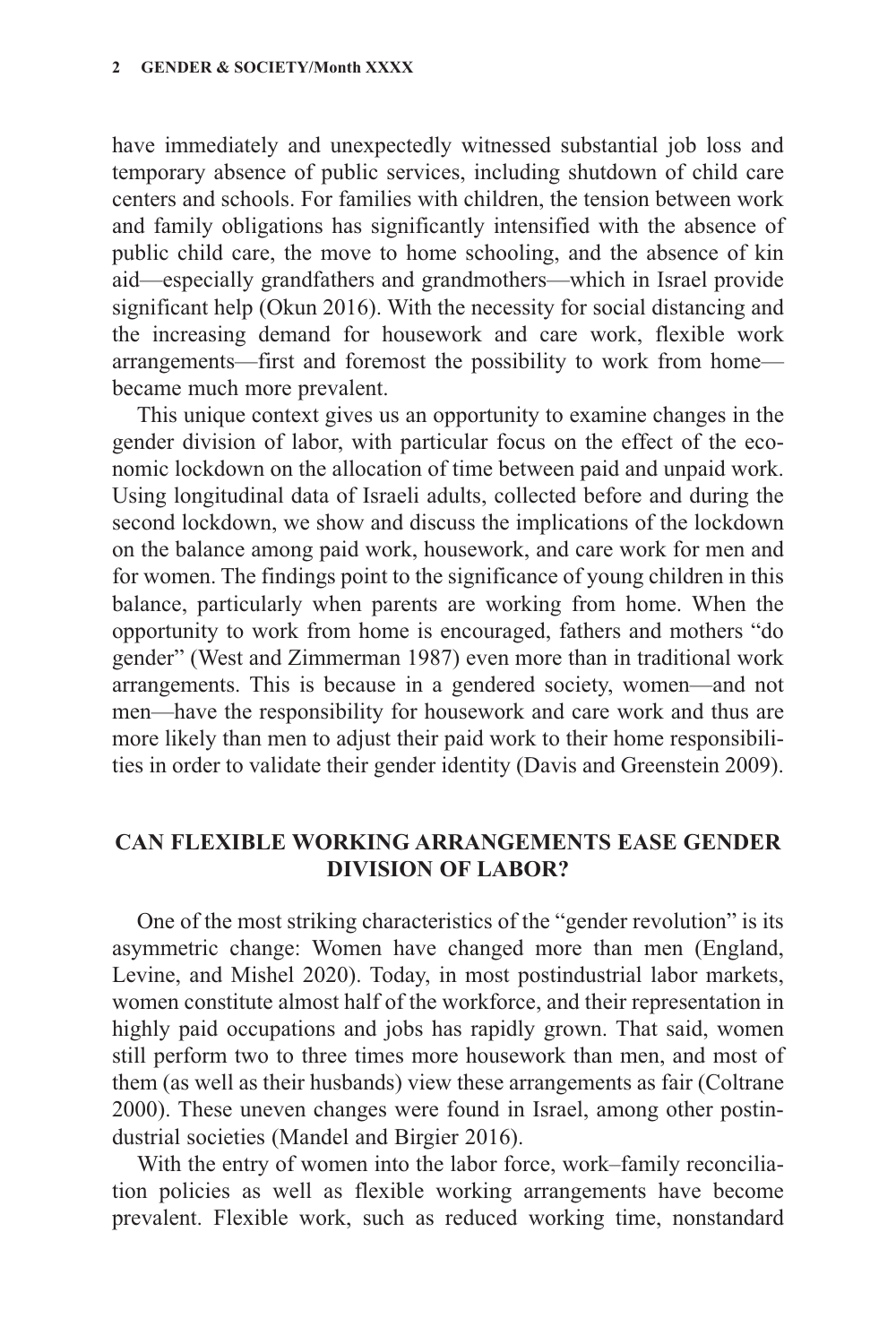have immediately and unexpectedly witnessed substantial job loss and temporary absence of public services, including shutdown of child care centers and schools. For families with children, the tension between work and family obligations has significantly intensified with the absence of public child care, the move to home schooling, and the absence of kin aid—especially grandfathers and grandmothers—which in Israel provide significant help (Okun 2016). With the necessity for social distancing and the increasing demand for housework and care work, flexible work arrangements—first and foremost the possibility to work from home—became much more prevalent.

This unique context gives us an opportunity to examine changes in the gender division of labor, with particular focus on the effect of the economic lockdown on the allocation of time between paid and unpaid work. Using longitudinal data of Israeli adults, collected before and during the second lockdown, we show and discuss the implications of the lockdown on the balance among paid work, housework, and care work for men and for women. The findings point to the significance of young children in this balance, particularly when parents are working from home. When the opportunity to work from home is encouraged, fathers and mothers "do gender" (West and Zimmerman 1987) even more than in traditional work arrangements. This is because in a gendered society, women—and not men—have the responsibility for housework and care work and thus are more likely than men to adjust their paid work to their home responsibilities in order to validate their gender identity (Davis and Greenstein 2009).

## CAN FLEXIBLE WORKING ARRANGEMENTS EASE GENDER DIVISION OF LABOR?

One of the most striking characteristics of the "gender revolution" is its asymmetric change: Women have changed more than men (England, Levine, and Mishel 2020). Today, in most postindustrial labor markets, women constitute almost half of the workforce, and their representation in highly paid occupations and jobs has rapidly grown. That said, women still perform two to three times more housework than men, and most of them (as well as their husbands) view these arrangements as fair (Coltrane 2000). These uneven changes were found in Israel, among other postindustrial societies (Mandel and Birgier 2016).

With the entry of women into the labor force, work–family reconciliation policies as well as flexible working arrangements have become prevalent. Flexible work, such as reduced working time, nonstandard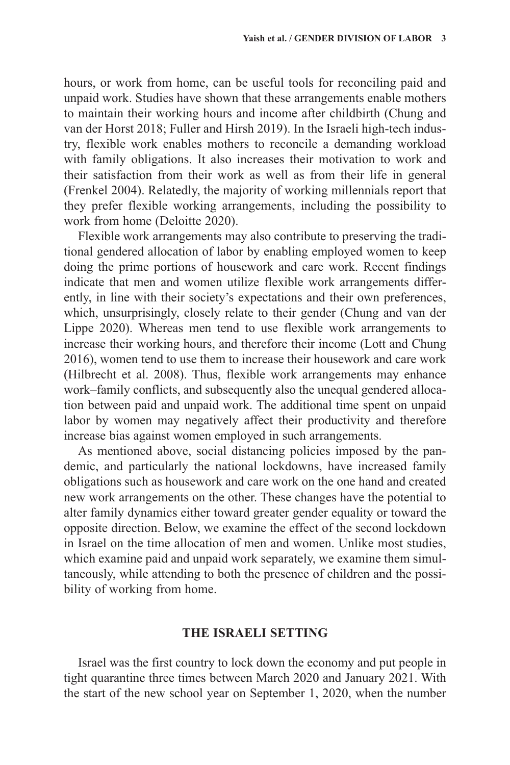hours, or work from home, can be useful tools for reconciling paid and unpaid work. Studies have shown that these arrangements enable mothers to maintain their working hours and income after childbirth (Chung and van der Horst 2018; Fuller and Hirsh 2019). In the Israeli high-tech industry, flexible work enables mothers to reconcile a demanding workload with family obligations. It also increases their motivation to work and their satisfaction from their work as well as from their life in general (Frenkel 2004). Relatedly, the majority of working millennials report that they prefer flexible working arrangements, including the possibility to work from home (Deloitte 2020).

Flexible work arrangements may also contribute to preserving the traditional gendered allocation of labor by enabling employed women to keep doing the prime portions of housework and care work. Recent findings indicate that men and women utilize flexible work arrangements differently, in line with their society's expectations and their own preferences, which, unsurprisingly, closely relate to their gender (Chung and van der Lippe 2020). Whereas men tend to use flexible work arrangements to increase their working hours, and therefore their income (Lott and Chung 2016), women tend to use them to increase their housework and care work (Hilbrecht et al. 2008). Thus, flexible work arrangements may enhance work–family conflicts, and subsequently also the unequal gendered allocation between paid and unpaid work. The additional time spent on unpaid labor by women may negatively affect their productivity and therefore increase bias against women employed in such arrangements.

As mentioned above, social distancing policies imposed by the pandemic, and particularly the national lockdowns, have increased family obligations such as housework and care work on the one hand and created new work arrangements on the other. These changes have the potential to alter family dynamics either toward greater gender equality or toward the opposite direction. Below, we examine the effect of the second lockdown in Israel on the time allocation of men and women. Unlike most studies, which examine paid and unpaid work separately, we examine them simultaneously, while attending to both the presence of children and the possibility of working from home.

## THE ISRAELI SETTING

Israel was the first country to lock down the economy and put people in tight quarantine three times between March 2020 and January 2021. With the start of the new school year on September 1, 2020, when the number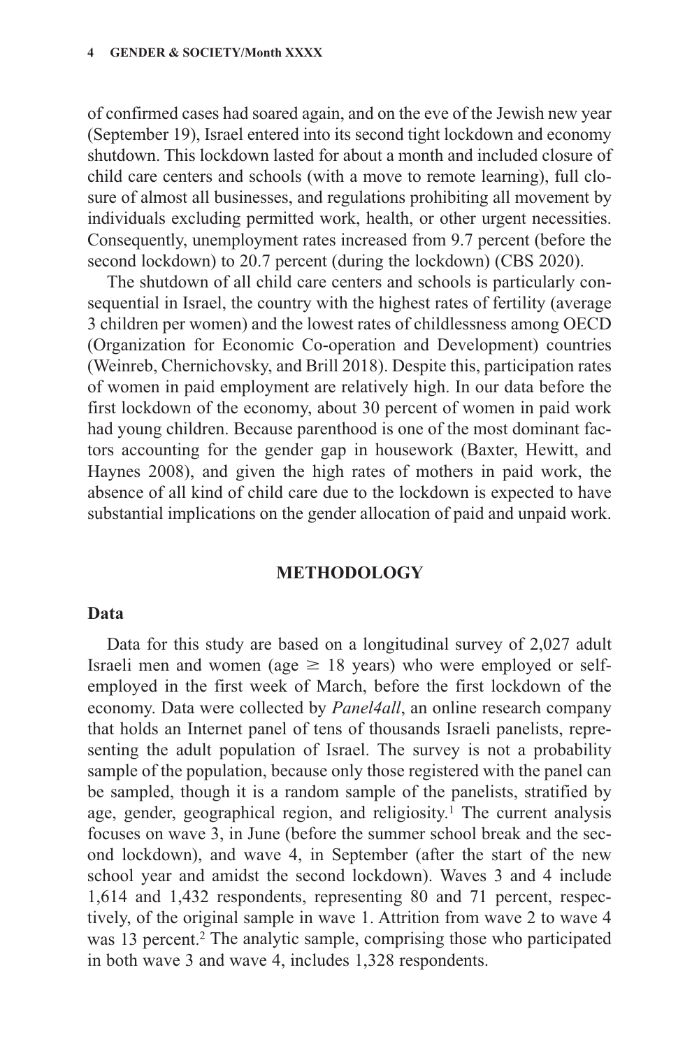of confirmed cases had soared again, and on the eve of the Jewish new year (September 19), Israel entered into its second tight lockdown and economy shutdown. This lockdown lasted for about a month and included closure of child care centers and schools (with a move to remote learning), full closure of almost all businesses, and regulations prohibiting all movement by individuals excluding permitted work, health, or other urgent necessities. Consequently, unemployment rates increased from 9.7 percent (before the second lockdown) to 20.7 percent (during the lockdown) (CBS 2020).

The shutdown of all child care centers and schools is particularly consequential in Israel, the country with the highest rates of fertility (average 3 children per women) and the lowest rates of childlessness among OECD (Organization for Economic Co-operation and Development) countries (Weinreb, Chernichovsky, and Brill 2018). Despite this, participation rates of women in paid employment are relatively high. In our data before the first lockdown of the economy, about 30 percent of women in paid work had young children. Because parenthood is one of the most dominant factors accounting for the gender gap in housework (Baxter, Hewitt, and Haynes 2008), and given the high rates of mothers in paid work, the absence of all kind of child care due to the lockdown is expected to have substantial implications on the gender allocation of paid and unpaid work.

## METHODOLOGY

### Data

Data for this study are based on a longitudinal survey of 2,027 adult Israeli men and women (age $\geq$ 18 years) who were employed or self-employed in the first week of March, before the first lockdown of the economy. Data were collected by *Panel4all*, an online research company that holds an Internet panel of tens of thousands Israeli panelists, representing the adult population of Israel. The survey is not a probability sample of the population, because only those registered with the panel can be sampled, though it is a random sample of the panelists, stratified by age, gender, geographical region, and religiosity.[1] The current analysis focuses on wave 3, in June (before the summer school break and the second lockdown), and wave 4, in September (after the start of the new school year and amidst the second lockdown). Waves 3 and 4 include 1,614 and 1,432 respondents, representing 80 and 71 percent, respectively, of the original sample in wave 1. Attrition from wave 2 to wave 4 was 13 percent.[2] The analytic sample, comprising those who participated in both wave 3 and wave 4, includes 1,328 respondents.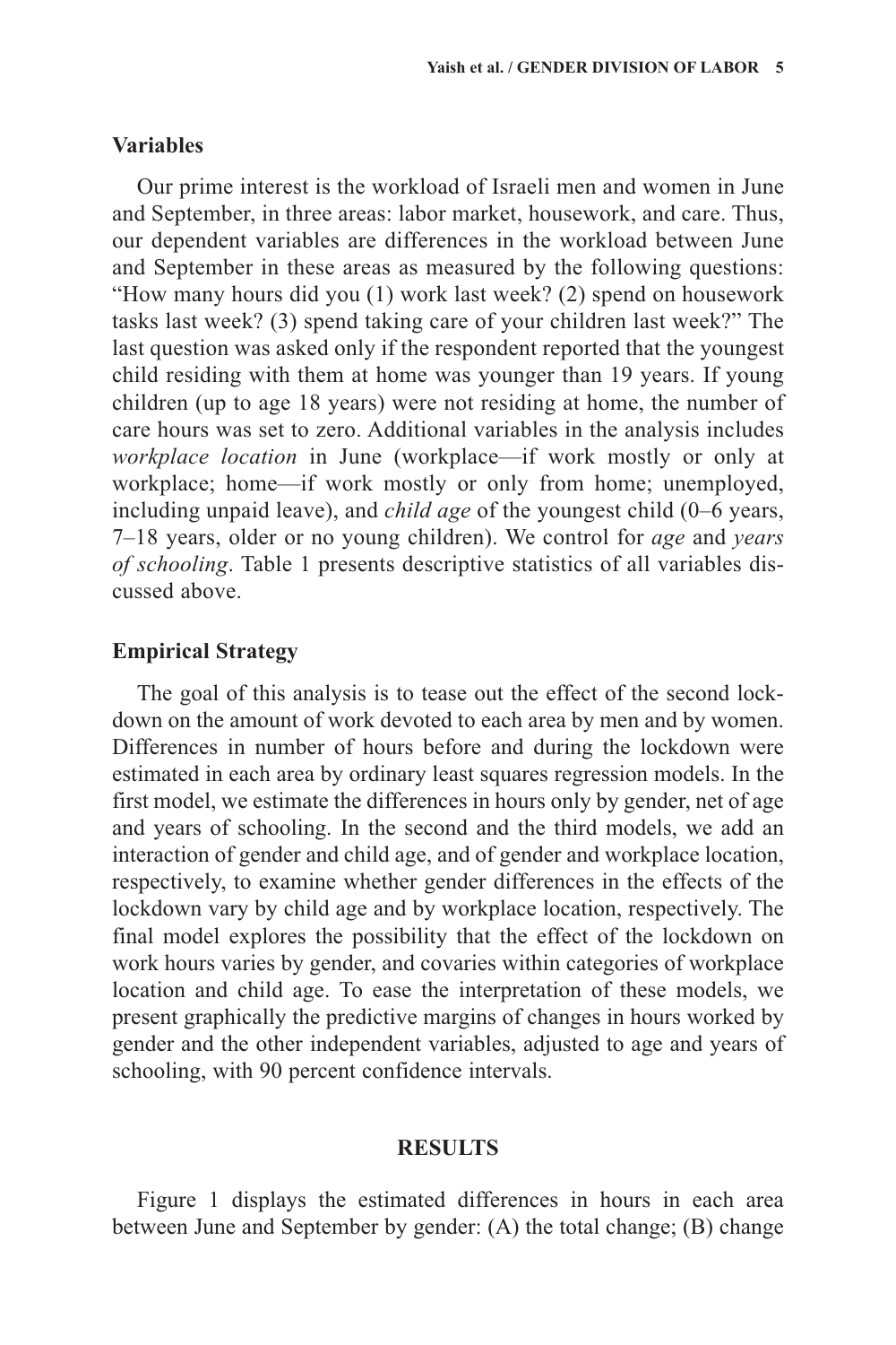### Variables

Our prime interest is the workload of Israeli men and women in June and September, in three areas: labor market, housework, and care. Thus, our dependent variables are differences in the workload between June and September in these areas as measured by the following questions: "How many hours did you (1) work last week? (2) spend on housework tasks last week? (3) spend taking care of your children last week?" The last question was asked only if the respondent reported that the youngest child residing with them at home was younger than 19 years. If young children (up to age 18 years) were not residing at home, the number of care hours was set to zero. Additional variables in the analysis includes *workplace location* in June (workplace—if work mostly or only at workplace; home—if work mostly or only from home; unemployed, including unpaid leave), and *child age* of the youngest child (0–6 years, 7–18 years, older or no young children). We control for *age* and *years of schooling*. Table 1 presents descriptive statistics of all variables discussed above.

### Empirical Strategy

The goal of this analysis is to tease out the effect of the second lockdown on the amount of work devoted to each area by men and by women. Differences in number of hours before and during the lockdown were estimated in each area by ordinary least squares regression models. In the first model, we estimate the differences in hours only by gender, net of age and years of schooling. In the second and the third models, we add an interaction of gender and child age, and of gender and workplace location, respectively, to examine whether gender differences in the effects of the lockdown vary by child age and by workplace location, respectively. The final model explores the possibility that the effect of the lockdown on work hours varies by gender, and covaries within categories of workplace location and child age. To ease the interpretation of these models, we present graphically the predictive margins of changes in hours worked by gender and the other independent variables, adjusted to age and years of schooling, with 90 percent confidence intervals.

## RESULTS

Figure 1 displays the estimated differences in hours in each area between June and September by gender: (A) the total change; (B) change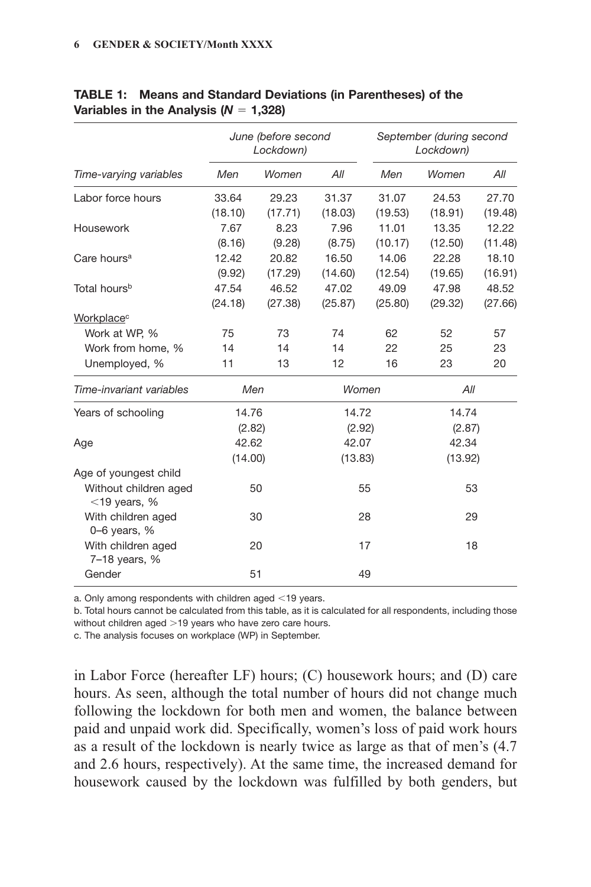**TABLE 1: Means and Standard Deviations (in Parentheses) of the Variables in the Analysis ($N = 1{,}328$)**

| | June (before second Lockdown) | | | September (during second Lockdown) | | |
|---|---|---|---|---|---|---|
| *Time-varying variables* | *Men* | *Women* | *All* | *Men* | *Women* | *All* |
| Labor force hours | 33.64 (18.10) | 29.23 (17.71) | 31.37 (18.03) | 31.07 (19.53) | 24.53 (18.91) | 27.70 (19.48) |
| Housework | 7.67 (8.16) | 8.23 (9.28) | 7.96 (8.75) | 11.01 (10.17) | 13.35 (12.50) | 12.22 (11.48) |
| Care hours[a] | 12.42 (9.92) | 20.82 (17.29) | 16.50 (14.60) | 14.06 (12.54) | 22.28 (19.65) | 18.10 (16.91) |
| Total hours[b] | 47.54 (24.18) | 46.52 (27.38) | 47.02 (25.87) | 49.09 (25.80) | 47.98 (29.32) | 48.52 (27.66) |
| Workplace[c] | | | | | | |
| Work at WP, % | 75 | 73 | 74 | 62 | 52 | 57 |
| Work from home, % | 14 | 14 | 14 | 22 | 25 | 23 |
| Unemployed, % | 11 | 13 | 12 | 16 | 23 | 20 |
| *Time-invariant variables* | *Men* | | *Women* | | *All* | |
| Years of schooling | 14.76 (2.82) | | 14.72 (2.92) | | 14.74 (2.87) | |
| Age | 42.62 (14.00) | | 42.07 (13.83) | | 42.34 (13.92) | |
| Age of youngest child | | | | | | |
| Without children aged <19 years, % | 50 | | 55 | | 53 | |
| With children aged 0–6 years, % | 30 | | 28 | | 29 | |
| With children aged 7–18 years, % | 20 | | 17 | | 18 | |
| Gender | 51 | | 49 | | | |

a. Only among respondents with children aged <19 years.
b. Total hours cannot be calculated from this table, as it is calculated for all respondents, including those without children aged >19 years who have zero care hours.
c. The analysis focuses on workplace (WP) in September.

in Labor Force (hereafter LF) hours; (C) housework hours; and (D) care hours. As seen, although the total number of hours did not change much following the lockdown for both men and women, the balance between paid and unpaid work did. Specifically, women's loss of paid work hours as a result of the lockdown is nearly twice as large as that of men's (4.7 and 2.6 hours, respectively). At the same time, the increased demand for housework caused by the lockdown was fulfilled by both genders, but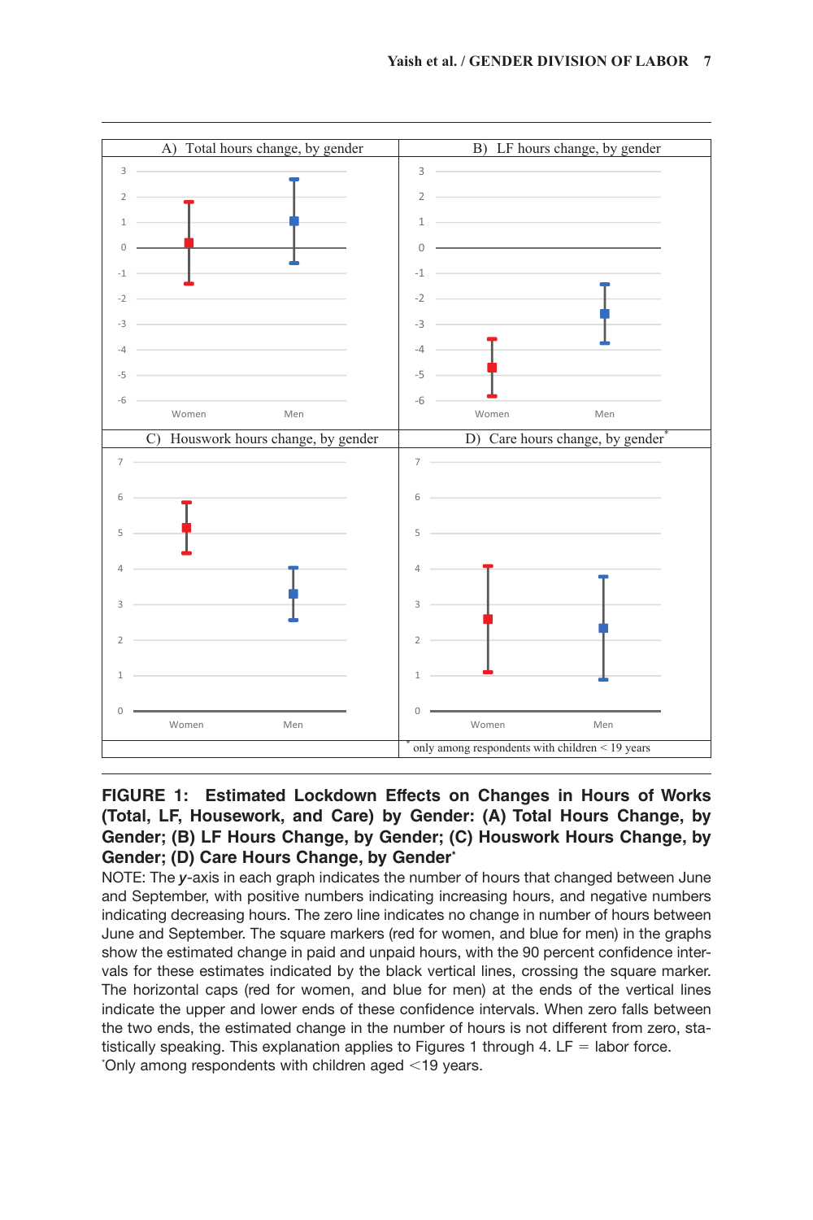**FIGURE 1: Estimated Lockdown Effects on Changes in Hours of Works (Total, LF, Housework, and Care) by Gender: (A) Total Hours Change, by Gender; (B) LF Hours Change, by Gender; (C) Houswork Hours Change, by Gender; (D) Care Hours Change, by Gender***

NOTE: The *y*-axis in each graph indicates the number of hours that changed between June and September, with positive numbers indicating increasing hours, and negative numbers indicating decreasing hours. The zero line indicates no change in number of hours between June and September. The square markers (red for women, and blue for men) in the graphs show the estimated change in paid and unpaid hours, with the 90 percent confidence intervals for these estimates indicated by the black vertical lines, crossing the square marker. The horizontal caps (red for women, and blue for men) at the ends of the vertical lines indicate the upper and lower ends of these confidence intervals. When zero falls between the two ends, the estimated change in the number of hours is not different from zero, statistically speaking. This explanation applies to Figures 1 through 4. LF = labor force.

*Only among respondents with children aged <19 years.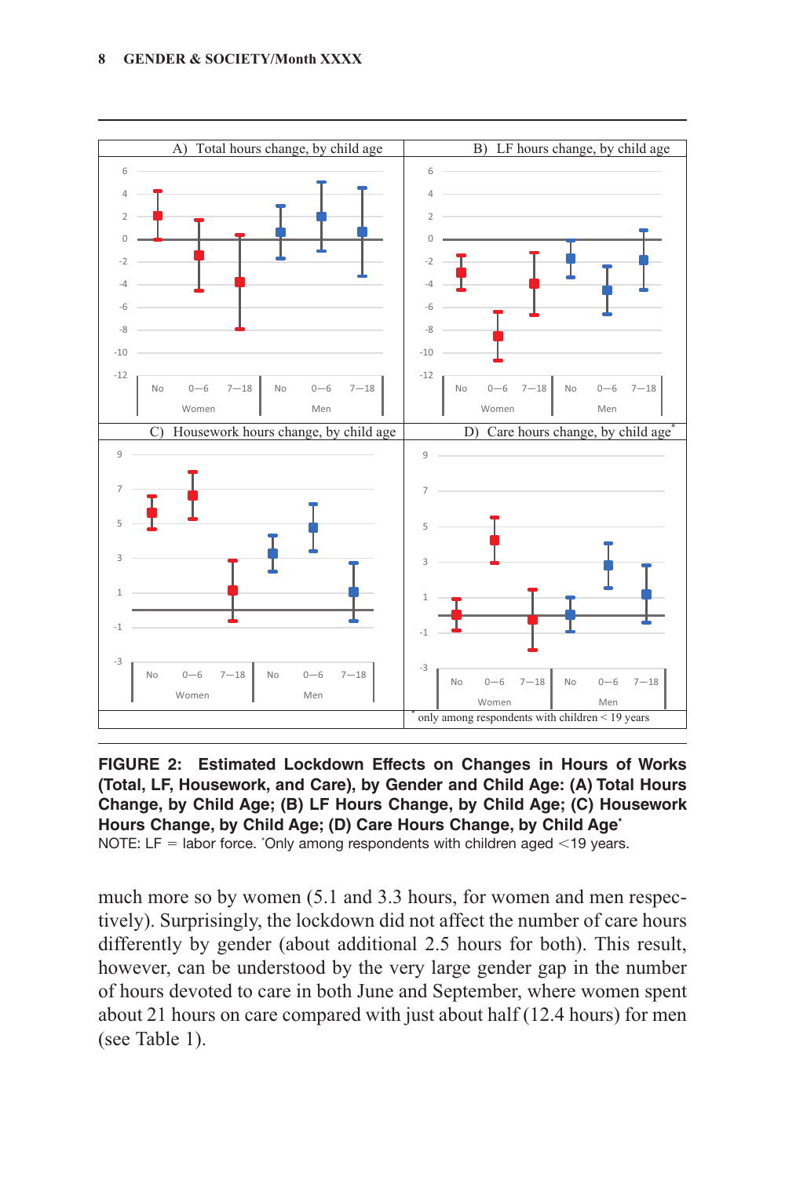**FIGURE 2: Estimated Lockdown Effects on Changes in Hours of Works (Total, LF, Housework, and Care), by Gender and Child Age: (A) Total Hours Change, by Child Age; (B) LF Hours Change, by Child Age; (C) Housework Hours Change, by Child Age; (D) Care Hours Change, by Child Age***

NOTE: LF = labor force. *Only among respondents with children aged <19 years.

much more so by women (5.1 and 3.3 hours, for women and men respectively). Surprisingly, the lockdown did not affect the number of care hours differently by gender (about additional 2.5 hours for both). This result, however, can be understood by the very large gender gap in the number of hours devoted to care in both June and September, where women spent about 21 hours on care compared with just about half (12.4 hours) for men (see Table 1).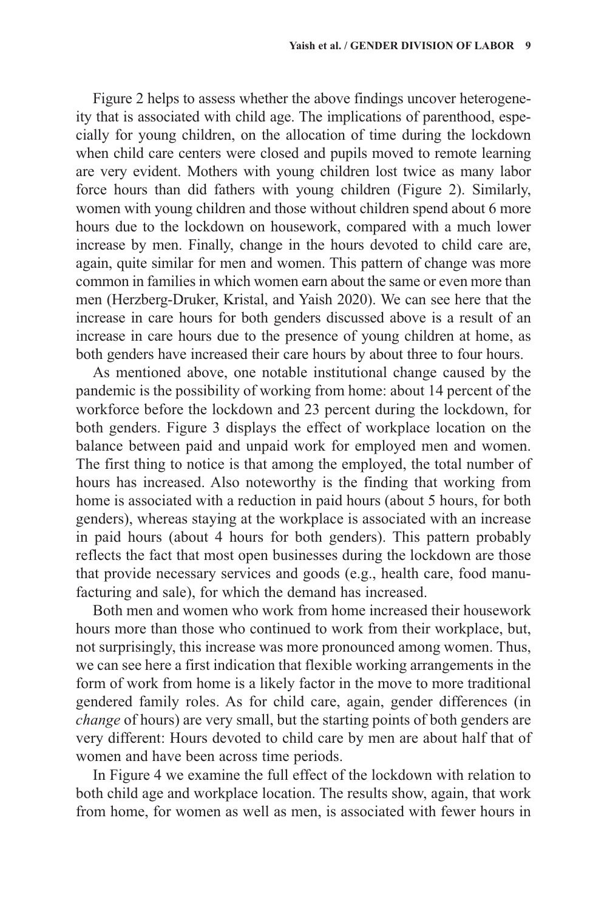Figure 2 helps to assess whether the above findings uncover heterogeneity that is associated with child age. The implications of parenthood, especially for young children, on the allocation of time during the lockdown when child care centers were closed and pupils moved to remote learning are very evident. Mothers with young children lost twice as many labor force hours than did fathers with young children (Figure 2). Similarly, women with young children and those without children spend about 6 more hours due to the lockdown on housework, compared with a much lower increase by men. Finally, change in the hours devoted to child care are, again, quite similar for men and women. This pattern of change was more common in families in which women earn about the same or even more than men (Herzberg-Druker, Kristal, and Yaish 2020). We can see here that the increase in care hours for both genders discussed above is a result of an increase in care hours due to the presence of young children at home, as both genders have increased their care hours by about three to four hours.

As mentioned above, one notable institutional change caused by the pandemic is the possibility of working from home: about 14 percent of the workforce before the lockdown and 23 percent during the lockdown, for both genders. Figure 3 displays the effect of workplace location on the balance between paid and unpaid work for employed men and women. The first thing to notice is that among the employed, the total number of hours has increased. Also noteworthy is the finding that working from home is associated with a reduction in paid hours (about 5 hours, for both genders), whereas staying at the workplace is associated with an increase in paid hours (about 4 hours for both genders). This pattern probably reflects the fact that most open businesses during the lockdown are those that provide necessary services and goods (e.g., health care, food manufacturing and sale), for which the demand has increased.

Both men and women who work from home increased their housework hours more than those who continued to work from their workplace, but, not surprisingly, this increase was more pronounced among women. Thus, we can see here a first indication that flexible working arrangements in the form of work from home is a likely factor in the move to more traditional gendered family roles. As for child care, again, gender differences (in *change* of hours) are very small, but the starting points of both genders are very different: Hours devoted to child care by men are about half that of women and have been across time periods.

In Figure 4 we examine the full effect of the lockdown with relation to both child age and workplace location. The results show, again, that work from home, for women as well as men, is associated with fewer hours in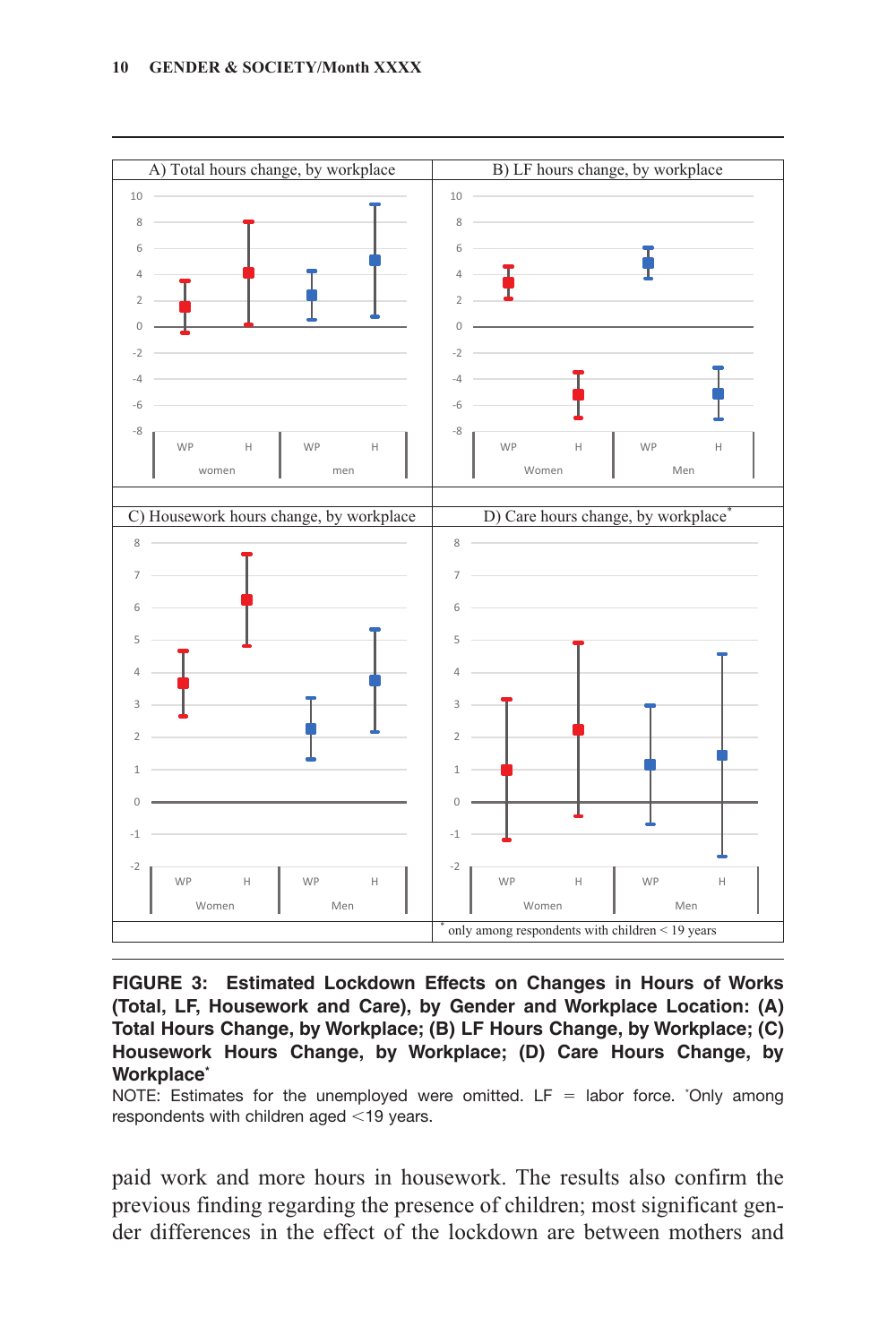**FIGURE 3: Estimated Lockdown Effects on Changes in Hours of Works (Total, LF, Housework and Care), by Gender and Workplace Location: (A) Total Hours Change, by Workplace; (B) LF Hours Change, by Workplace; (C) Housework Hours Change, by Workplace; (D) Care Hours Change, by Workplace***

NOTE: Estimates for the unemployed were omitted. LF = labor force. *Only among respondents with children aged <19 years.

paid work and more hours in housework. The results also confirm the previous finding regarding the presence of children; most significant gender differences in the effect of the lockdown are between mothers and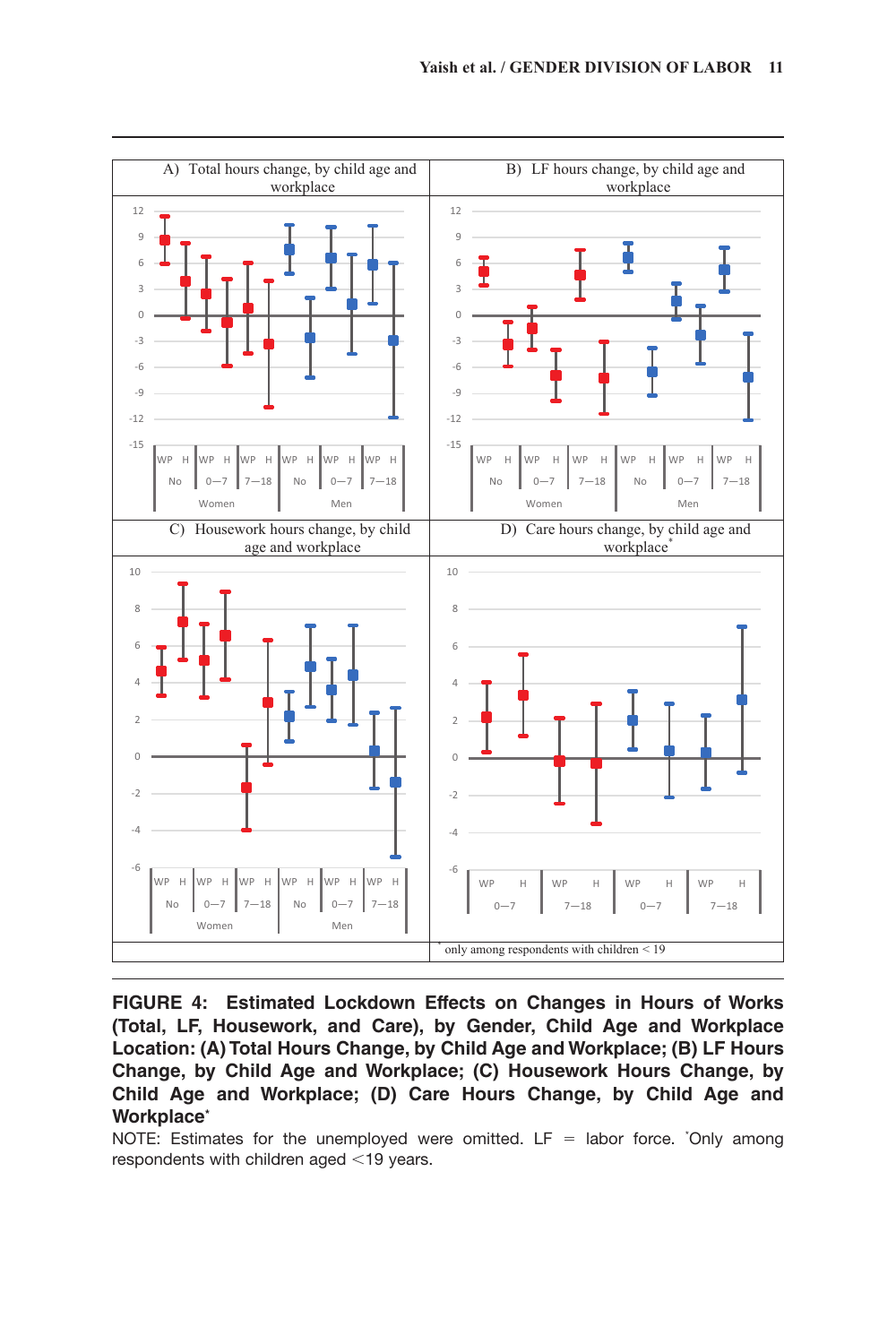**FIGURE 4: Estimated Lockdown Effects on Changes in Hours of Works (Total, LF, Housework, and Care), by Gender, Child Age and Workplace Location: (A) Total Hours Change, by Child Age and Workplace; (B) LF Hours Change, by Child Age and Workplace; (C) Housework Hours Change, by Child Age and Workplace; (D) Care Hours Change, by Child Age and Workplace***

NOTE: Estimates for the unemployed were omitted. LF = labor force. *Only among respondents with children aged <19 years.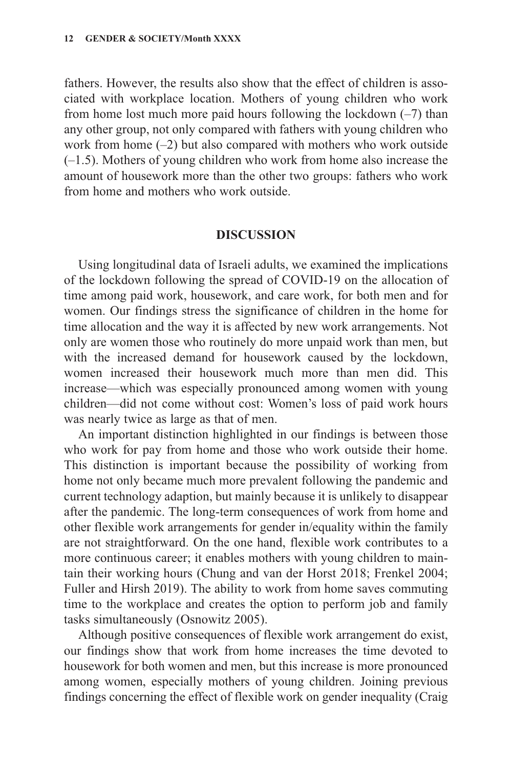fathers. However, the results also show that the effect of children is associated with workplace location. Mothers of young children who work from home lost much more paid hours following the lockdown (–7) than any other group, not only compared with fathers with young children who work from home (–2) but also compared with mothers who work outside (–1.5). Mothers of young children who work from home also increase the amount of housework more than the other two groups: fathers who work from home and mothers who work outside.

## DISCUSSION

Using longitudinal data of Israeli adults, we examined the implications of the lockdown following the spread of COVID-19 on the allocation of time among paid work, housework, and care work, for both men and for women. Our findings stress the significance of children in the home for time allocation and the way it is affected by new work arrangements. Not only are women those who routinely do more unpaid work than men, but with the increased demand for housework caused by the lockdown, women increased their housework much more than men did. This increase—which was especially pronounced among women with young children—did not come without cost: Women's loss of paid work hours was nearly twice as large as that of men.

An important distinction highlighted in our findings is between those who work for pay from home and those who work outside their home. This distinction is important because the possibility of working from home not only became much more prevalent following the pandemic and current technology adaption, but mainly because it is unlikely to disappear after the pandemic. The long-term consequences of work from home and other flexible work arrangements for gender in/equality within the family are not straightforward. On the one hand, flexible work contributes to a more continuous career; it enables mothers with young children to maintain their working hours (Chung and van der Horst 2018; Frenkel 2004; Fuller and Hirsh 2019). The ability to work from home saves commuting time to the workplace and creates the option to perform job and family tasks simultaneously (Osnowitz 2005).

Although positive consequences of flexible work arrangement do exist, our findings show that work from home increases the time devoted to housework for both women and men, but this increase is more pronounced among women, especially mothers of young children. Joining previous findings concerning the effect of flexible work on gender inequality (Craig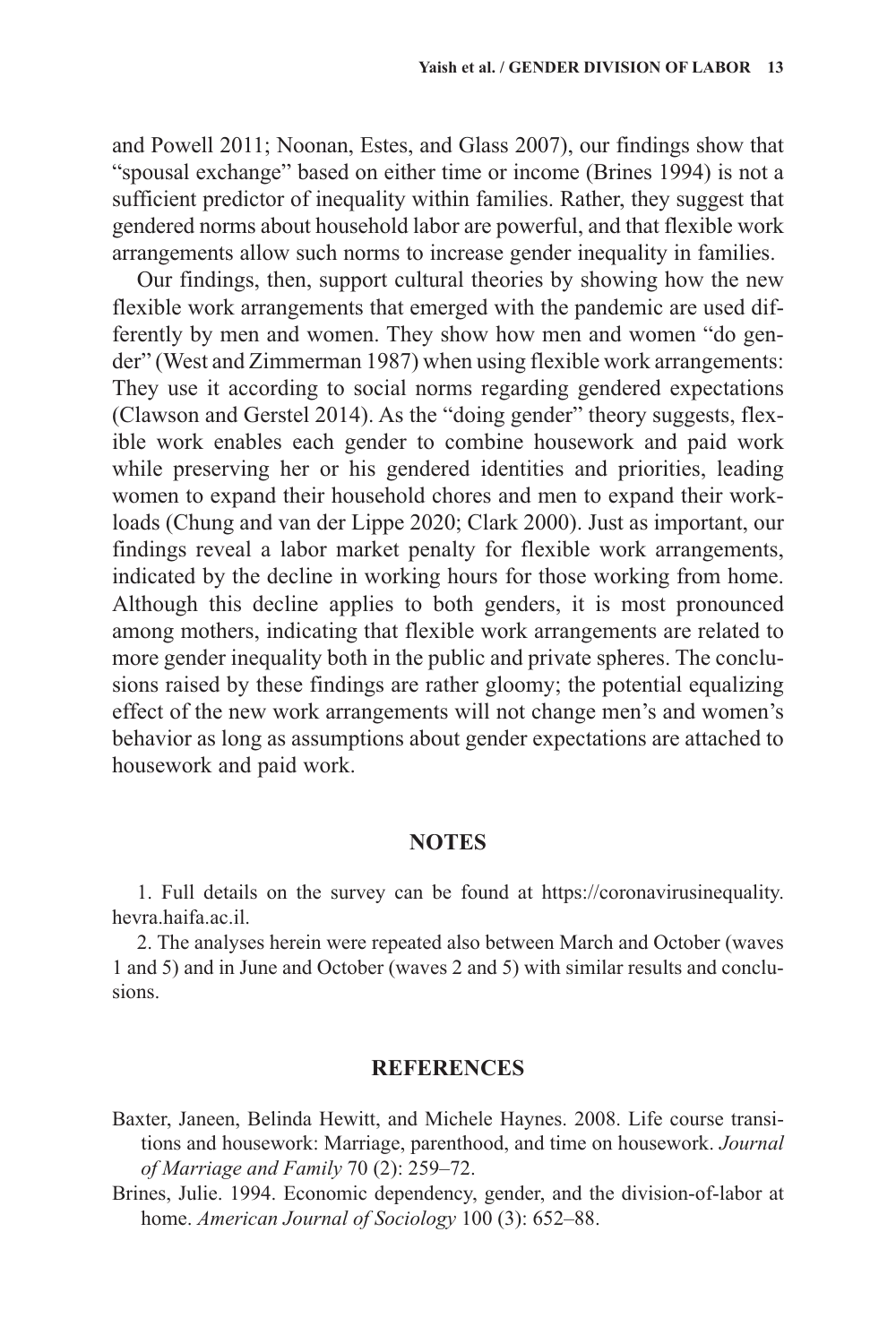and Powell 2011; Noonan, Estes, and Glass 2007), our findings show that "spousal exchange" based on either time or income (Brines 1994) is not a sufficient predictor of inequality within families. Rather, they suggest that gendered norms about household labor are powerful, and that flexible work arrangements allow such norms to increase gender inequality in families.

Our findings, then, support cultural theories by showing how the new flexible work arrangements that emerged with the pandemic are used differently by men and women. They show how men and women "do gender" (West and Zimmerman 1987) when using flexible work arrangements: They use it according to social norms regarding gendered expectations (Clawson and Gerstel 2014). As the "doing gender" theory suggests, flexible work enables each gender to combine housework and paid work while preserving her or his gendered identities and priorities, leading women to expand their household chores and men to expand their workloads (Chung and van der Lippe 2020; Clark 2000). Just as important, our findings reveal a labor market penalty for flexible work arrangements, indicated by the decline in working hours for those working from home. Although this decline applies to both genders, it is most pronounced among mothers, indicating that flexible work arrangements are related to more gender inequality both in the public and private spheres. The conclusions raised by these findings are rather gloomy; the potential equalizing effect of the new work arrangements will not change men's and women's behavior as long as assumptions about gender expectations are attached to housework and paid work.

## NOTES

1. Full details on the survey can be found at https://coronavirusinequality.hevra.haifa.ac.il.

2. The analyses herein were repeated also between March and October (waves 1 and 5) and in June and October (waves 2 and 5) with similar results and conclusions.

## REFERENCES

Baxter, Janeen, Belinda Hewitt, and Michele Haynes. 2008. Life course transitions and housework: Marriage, parenthood, and time on housework. *Journal of Marriage and Family* 70 (2): 259–72.

Brines, Julie. 1994. Economic dependency, gender, and the division-of-labor at home. *American Journal of Sociology* 100 (3): 652–88.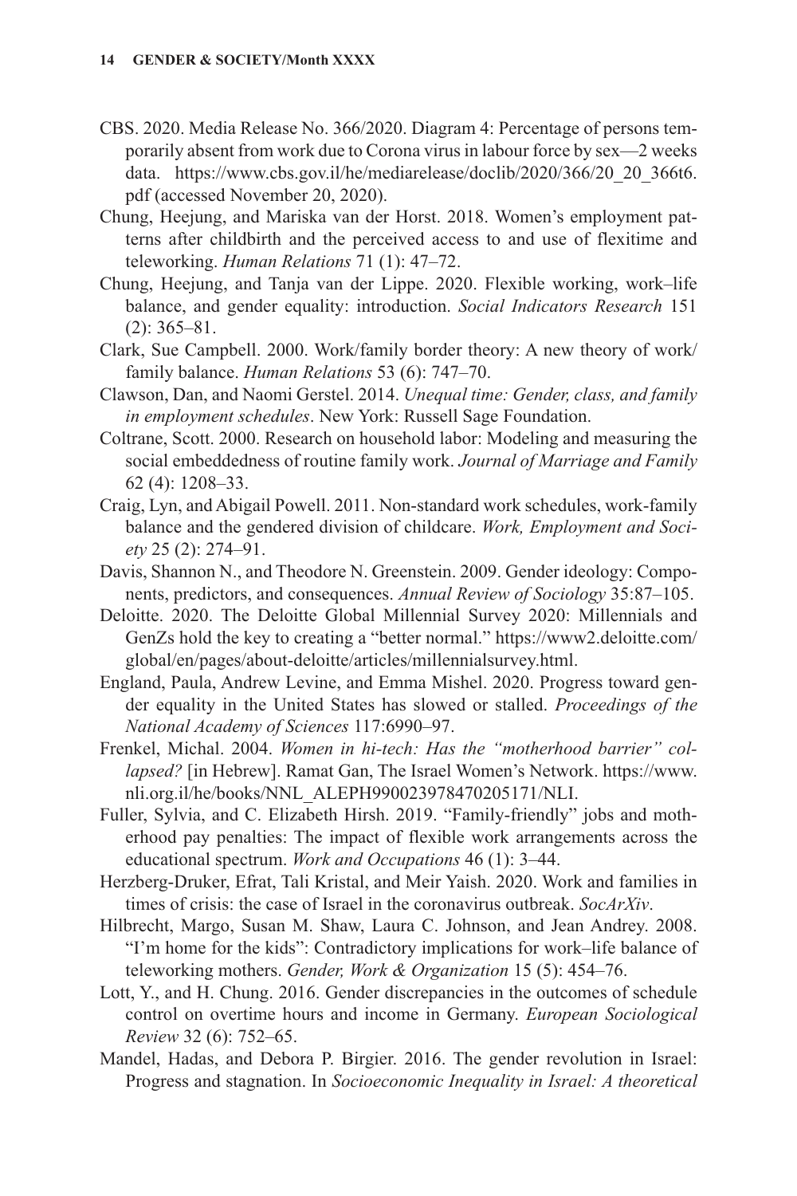CBS. 2020. Media Release No. 366/2020. Diagram 4: Percentage of persons temporarily absent from work due to Corona virus in labour force by sex—2 weeks data. https://www.cbs.gov.il/he/mediarelease/doclib/2020/366/20_20_366t6.pdf (accessed November 20, 2020).

Chung, Heejung, and Mariska van der Horst. 2018. Women's employment patterns after childbirth and the perceived access to and use of flexitime and teleworking. *Human Relations* 71 (1): 47–72.

Chung, Heejung, and Tanja van der Lippe. 2020. Flexible working, work–life balance, and gender equality: introduction. *Social Indicators Research* 151 (2): 365–81.

Clark, Sue Campbell. 2000. Work/family border theory: A new theory of work/family balance. *Human Relations* 53 (6): 747–70.

Clawson, Dan, and Naomi Gerstel. 2014. *Unequal time: Gender, class, and family in employment schedules*. New York: Russell Sage Foundation.

Coltrane, Scott. 2000. Research on household labor: Modeling and measuring the social embeddedness of routine family work. *Journal of Marriage and Family* 62 (4): 1208–33.

Craig, Lyn, and Abigail Powell. 2011. Non-standard work schedules, work-family balance and the gendered division of childcare. *Work, Employment and Society* 25 (2): 274–91.

Davis, Shannon N., and Theodore N. Greenstein. 2009. Gender ideology: Components, predictors, and consequences. *Annual Review of Sociology* 35:87–105.

Deloitte. 2020. The Deloitte Global Millennial Survey 2020: Millennials and GenZs hold the key to creating a "better normal." https://www2.deloitte.com/global/en/pages/about-deloitte/articles/millennialsurvey.html.

England, Paula, Andrew Levine, and Emma Mishel. 2020. Progress toward gender equality in the United States has slowed or stalled. *Proceedings of the National Academy of Sciences* 117:6990–97.

Frenkel, Michal. 2004. *Women in hi-tech: Has the "motherhood barrier" collapsed?* [in Hebrew]. Ramat Gan, The Israel Women's Network. https://www.nli.org.il/he/books/NNL_ALEPH990023978470205171/NLI.

Fuller, Sylvia, and C. Elizabeth Hirsh. 2019. "Family-friendly" jobs and motherhood pay penalties: The impact of flexible work arrangements across the educational spectrum. *Work and Occupations* 46 (1): 3–44.

Herzberg-Druker, Efrat, Tali Kristal, and Meir Yaish. 2020. Work and families in times of crisis: the case of Israel in the coronavirus outbreak. *SocArXiv*.

Hilbrecht, Margo, Susan M. Shaw, Laura C. Johnson, and Jean Andrey. 2008. "I'm home for the kids": Contradictory implications for work–life balance of teleworking mothers. *Gender, Work & Organization* 15 (5): 454–76.

Lott, Y., and H. Chung. 2016. Gender discrepancies in the outcomes of schedule control on overtime hours and income in Germany. *European Sociological Review* 32 (6): 752–65.

Mandel, Hadas, and Debora P. Birgier. 2016. The gender revolution in Israel: Progress and stagnation. In *Socioeconomic Inequality in Israel: A theoretical*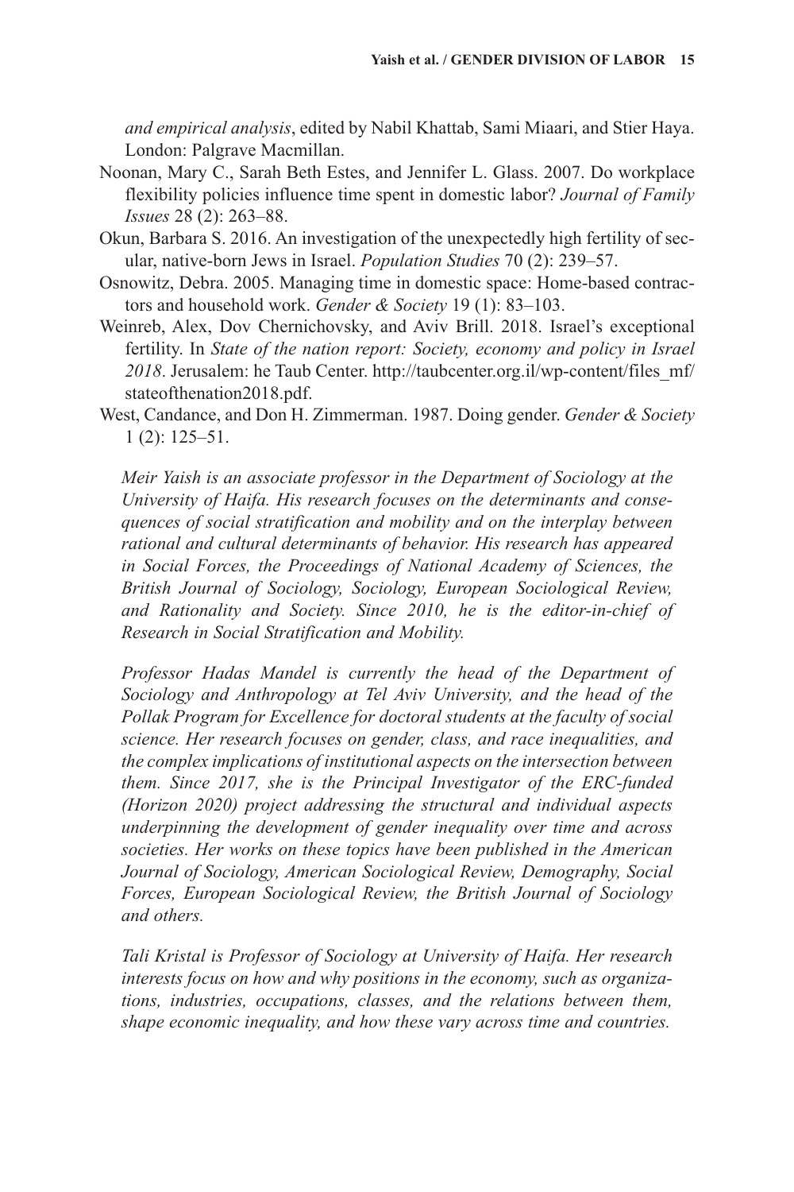*and empirical analysis*, edited by Nabil Khattab, Sami Miaari, and Stier Haya. London: Palgrave Macmillan.

Noonan, Mary C., Sarah Beth Estes, and Jennifer L. Glass. 2007. Do workplace flexibility policies influence time spent in domestic labor? *Journal of Family Issues* 28 (2): 263–88.

Okun, Barbara S. 2016. An investigation of the unexpectedly high fertility of secular, native-born Jews in Israel. *Population Studies* 70 (2): 239–57.

Osnowitz, Debra. 2005. Managing time in domestic space: Home-based contractors and household work. *Gender & Society* 19 (1): 83–103.

Weinreb, Alex, Dov Chernichovsky, and Aviv Brill. 2018. Israel's exceptional fertility. In *State of the nation report: Society, economy and policy in Israel 2018*. Jerusalem: he Taub Center. http://taubcenter.org.il/wp-content/files_mf/stateofthenation2018.pdf.

West, Candance, and Don H. Zimmerman. 1987. Doing gender. *Gender & Society* 1 (2): 125–51.

*Meir Yaish is an associate professor in the Department of Sociology at the University of Haifa. His research focuses on the determinants and consequences of social stratification and mobility and on the interplay between rational and cultural determinants of behavior. His research has appeared in Social Forces, the Proceedings of National Academy of Sciences, the British Journal of Sociology, Sociology, European Sociological Review, and Rationality and Society. Since 2010, he is the editor-in-chief of Research in Social Stratification and Mobility.*

*Professor Hadas Mandel is currently the head of the Department of Sociology and Anthropology at Tel Aviv University, and the head of the Pollak Program for Excellence for doctoral students at the faculty of social science. Her research focuses on gender, class, and race inequalities, and the complex implications of institutional aspects on the intersection between them. Since 2017, she is the Principal Investigator of the ERC-funded (Horizon 2020) project addressing the structural and individual aspects underpinning the development of gender inequality over time and across societies. Her works on these topics have been published in the American Journal of Sociology, American Sociological Review, Demography, Social Forces, European Sociological Review, the British Journal of Sociology and others.*

*Tali Kristal is Professor of Sociology at University of Haifa. Her research interests focus on how and why positions in the economy, such as organizations, industries, occupations, classes, and the relations between them, shape economic inequality, and how these vary across time and countries.*